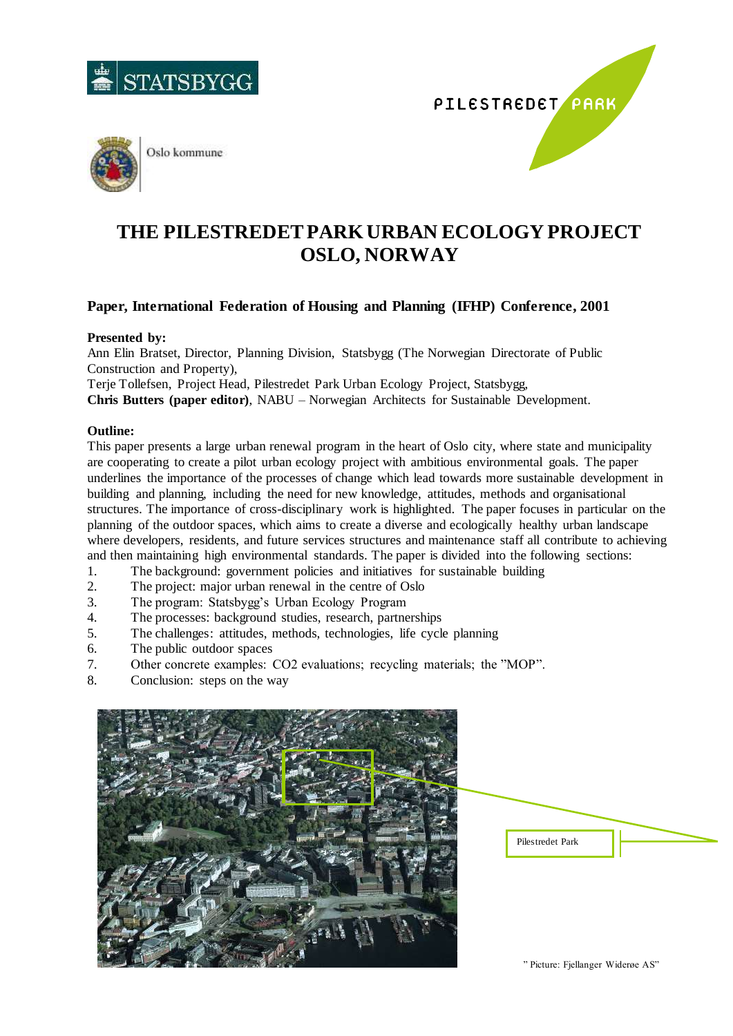STATSBYGG

PILESTREDET PARK

Oslo kommune

# THE PILESTREDET PARK URBAN ECOLOGY PROJECT OSLO, NORWAY

### Paper, International Federation of Housing and Planning (IFHP) Conference, 2001

**Presented by:**
Ann Elin Bratset, Director, Planning Division, Statsbygg (The Norwegian Directorate of Public Construction and Property),
Terje Tollefsen, Project Head, Pilestredet Park Urban Ecology Project, Statsbygg,
**Chris Butters (paper editor)**, NABU – Norwegian Architects for Sustainable Development.

**Outline:**
This paper presents a large urban renewal program in the heart of Oslo city, where state and municipality are cooperating to create a pilot urban ecology project with ambitious environmental goals. The paper underlines the importance of the processes of change which lead towards more sustainable development in building and planning, including the need for new knowledge, attitudes, methods and organisational structures. The importance of cross-disciplinary work is highlighted. The paper focuses in particular on the planning of the outdoor spaces, which aims to create a diverse and ecologically healthy urban landscape where developers, residents, and future services structures and maintenance staff all contribute to achieving and then maintaining high environmental standards. The paper is divided into the following sections:

1. The background: government policies and initiatives for sustainable building
2. The project: major urban renewal in the centre of Oslo
3. The program: Statsbygg's Urban Ecology Program
4. The processes: background studies, research, partnerships
5. The challenges: attitudes, methods, technologies, life cycle planning
6. The public outdoor spaces
7. Other concrete examples: CO2 evaluations; recycling materials; the "MOP".
8. Conclusion: steps on the way

Pilestredet Park

" Picture: Fjellanger Widerøe AS"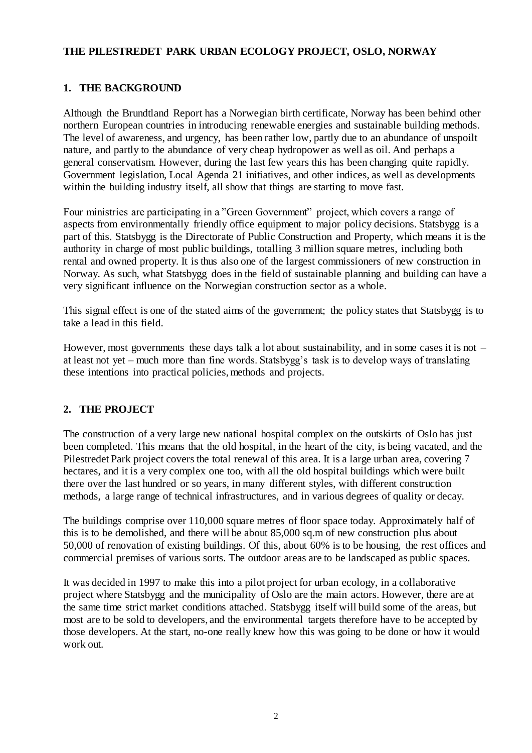# THE PILESTREDET PARK URBAN ECOLOGY PROJECT, OSLO, NORWAY

## 1. THE BACKGROUND

Although the Brundtland Report has a Norwegian birth certificate, Norway has been behind other northern European countries in introducing renewable energies and sustainable building methods. The level of awareness, and urgency, has been rather low, partly due to an abundance of unspoilt nature, and partly to the abundance of very cheap hydropower as well as oil. And perhaps a general conservatism. However, during the last few years this has been changing quite rapidly. Government legislation, Local Agenda 21 initiatives, and other indices, as well as developments within the building industry itself, all show that things are starting to move fast.

Four ministries are participating in a "Green Government" project, which covers a range of aspects from environmentally friendly office equipment to major policy decisions. Statsbygg is a part of this. Statsbygg is the Directorate of Public Construction and Property, which means it is the authority in charge of most public buildings, totalling 3 million square metres, including both rental and owned property. It is thus also one of the largest commissioners of new construction in Norway. As such, what Statsbygg does in the field of sustainable planning and building can have a very significant influence on the Norwegian construction sector as a whole.

This signal effect is one of the stated aims of the government; the policy states that Statsbygg is to take a lead in this field.

However, most governments these days talk a lot about sustainability, and in some cases it is not – at least not yet – much more than fine words. Statsbygg's task is to develop ways of translating these intentions into practical policies, methods and projects.

## 2. THE PROJECT

The construction of a very large new national hospital complex on the outskirts of Oslo has just been completed. This means that the old hospital, in the heart of the city, is being vacated, and the Pilestredet Park project covers the total renewal of this area. It is a large urban area, covering 7 hectares, and it is a very complex one too, with all the old hospital buildings which were built there over the last hundred or so years, in many different styles, with different construction methods, a large range of technical infrastructures, and in various degrees of quality or decay.

The buildings comprise over 110,000 square metres of floor space today. Approximately half of this is to be demolished, and there will be about 85,000 sq.m of new construction plus about 50,000 of renovation of existing buildings. Of this, about 60% is to be housing, the rest offices and commercial premises of various sorts. The outdoor areas are to be landscaped as public spaces.

It was decided in 1997 to make this into a pilot project for urban ecology, in a collaborative project where Statsbygg and the municipality of Oslo are the main actors. However, there are at the same time strict market conditions attached. Statsbygg itself will build some of the areas, but most are to be sold to developers, and the environmental targets therefore have to be accepted by those developers. At the start, no-one really knew how this was going to be done or how it would work out.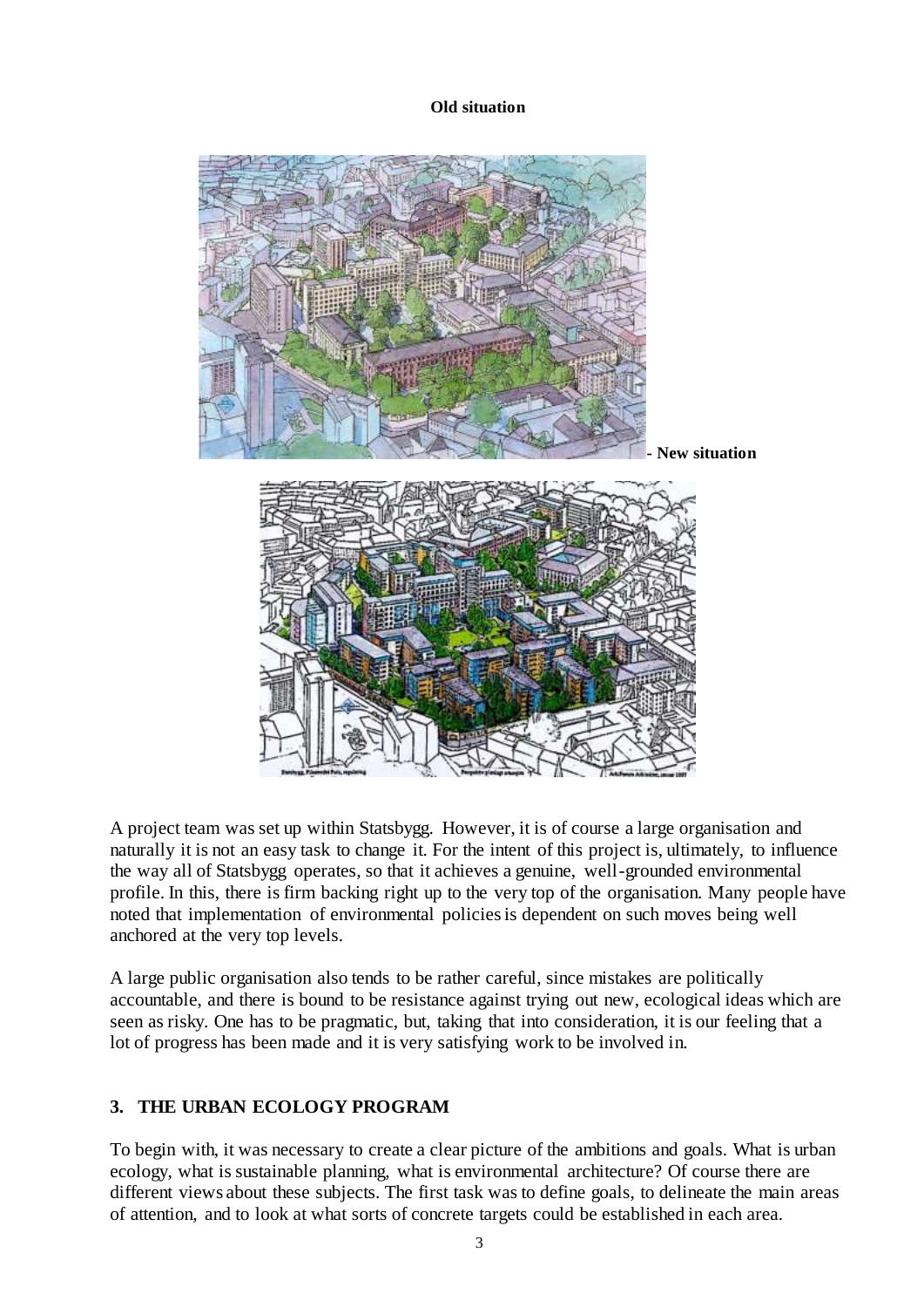**Old situation**

**- New situation**

A project team was set up within Statsbygg. However, it is of course a large organisation and naturally it is not an easy task to change it. For the intent of this project is, ultimately, to influence the way all of Statsbygg operates, so that it achieves a genuine, well-grounded environmental profile. In this, there is firm backing right up to the very top of the organisation. Many people have noted that implementation of environmental policies is dependent on such moves being well anchored at the very top levels.

A large public organisation also tends to be rather careful, since mistakes are politically accountable, and there is bound to be resistance against trying out new, ecological ideas which are seen as risky. One has to be pragmatic, but, taking that into consideration, it is our feeling that a lot of progress has been made and it is very satisfying work to be involved in.

## 3. THE URBAN ECOLOGY PROGRAM

To begin with, it was necessary to create a clear picture of the ambitions and goals. What is urban ecology, what is sustainable planning, what is environmental architecture? Of course there are different views about these subjects. The first task was to define goals, to delineate the main areas of attention, and to look at what sorts of concrete targets could be established in each area.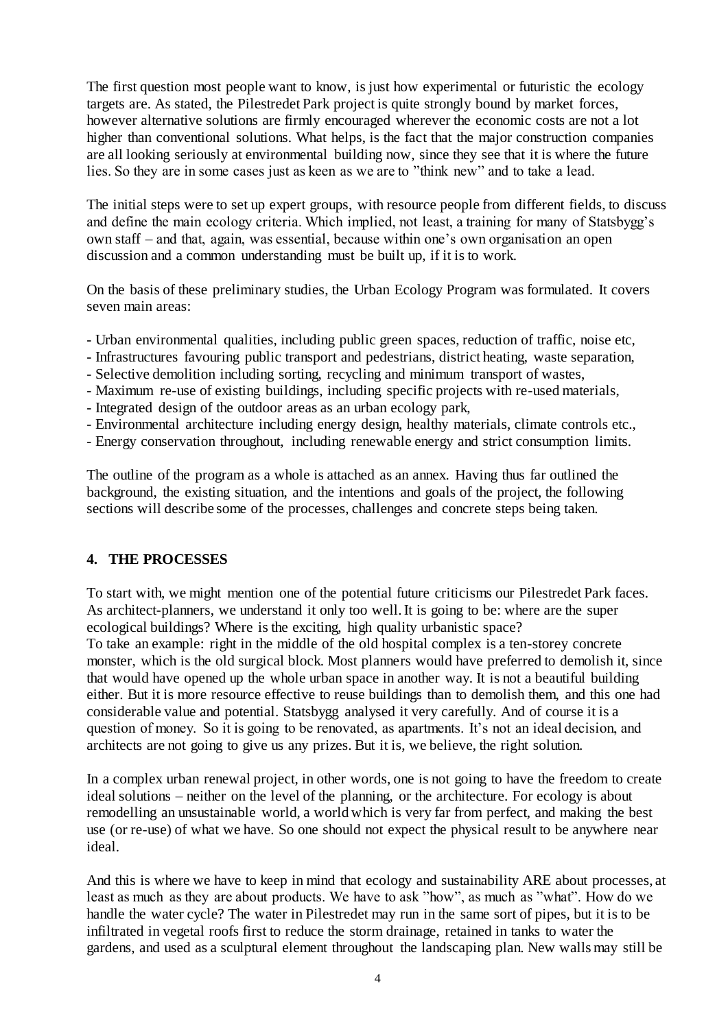The first question most people want to know, is just how experimental or futuristic the ecology targets are. As stated, the Pilestredet Park project is quite strongly bound by market forces, however alternative solutions are firmly encouraged wherever the economic costs are not a lot higher than conventional solutions. What helps, is the fact that the major construction companies are all looking seriously at environmental building now, since they see that it is where the future lies. So they are in some cases just as keen as we are to ”think new” and to take a lead.

The initial steps were to set up expert groups, with resource people from different fields, to discuss and define the main ecology criteria. Which implied, not least, a training for many of Statsbygg's own staff – and that, again, was essential, because within one's own organisation an open discussion and a common understanding must be built up, if it is to work.

On the basis of these preliminary studies, the Urban Ecology Program was formulated. It covers seven main areas:

- Urban environmental qualities, including public green spaces, reduction of traffic, noise etc,
- Infrastructures favouring public transport and pedestrians, district heating, waste separation,
- Selective demolition including sorting, recycling and minimum transport of wastes,
- Maximum re-use of existing buildings, including specific projects with re-used materials,
- Integrated design of the outdoor areas as an urban ecology park,
- Environmental architecture including energy design, healthy materials, climate controls etc.,
- Energy conservation throughout, including renewable energy and strict consumption limits.

The outline of the program as a whole is attached as an annex. Having thus far outlined the background, the existing situation, and the intentions and goals of the project, the following sections will describe some of the processes, challenges and concrete steps being taken.

## 4. THE PROCESSES

To start with, we might mention one of the potential future criticisms our Pilestredet Park faces. As architect-planners, we understand it only too well. It is going to be: where are the super ecological buildings? Where is the exciting, high quality urbanistic space?
To take an example: right in the middle of the old hospital complex is a ten-storey concrete monster, which is the old surgical block. Most planners would have preferred to demolish it, since that would have opened up the whole urban space in another way. It is not a beautiful building either. But it is more resource effective to reuse buildings than to demolish them, and this one had considerable value and potential. Statsbygg analysed it very carefully. And of course it is a question of money. So it is going to be renovated, as apartments. It's not an ideal decision, and architects are not going to give us any prizes. But it is, we believe, the right solution.

In a complex urban renewal project, in other words, one is not going to have the freedom to create ideal solutions – neither on the level of the planning, or the architecture. For ecology is about remodelling an unsustainable world, a world which is very far from perfect, and making the best use (or re-use) of what we have. So one should not expect the physical result to be anywhere near ideal.

And this is where we have to keep in mind that ecology and sustainability ARE about processes, at least as much as they are about products. We have to ask ”how”, as much as ”what”. How do we handle the water cycle? The water in Pilestredet may run in the same sort of pipes, but it is to be infiltrated in vegetal roofs first to reduce the storm drainage, retained in tanks to water the gardens, and used as a sculptural element throughout the landscaping plan. New walls may still be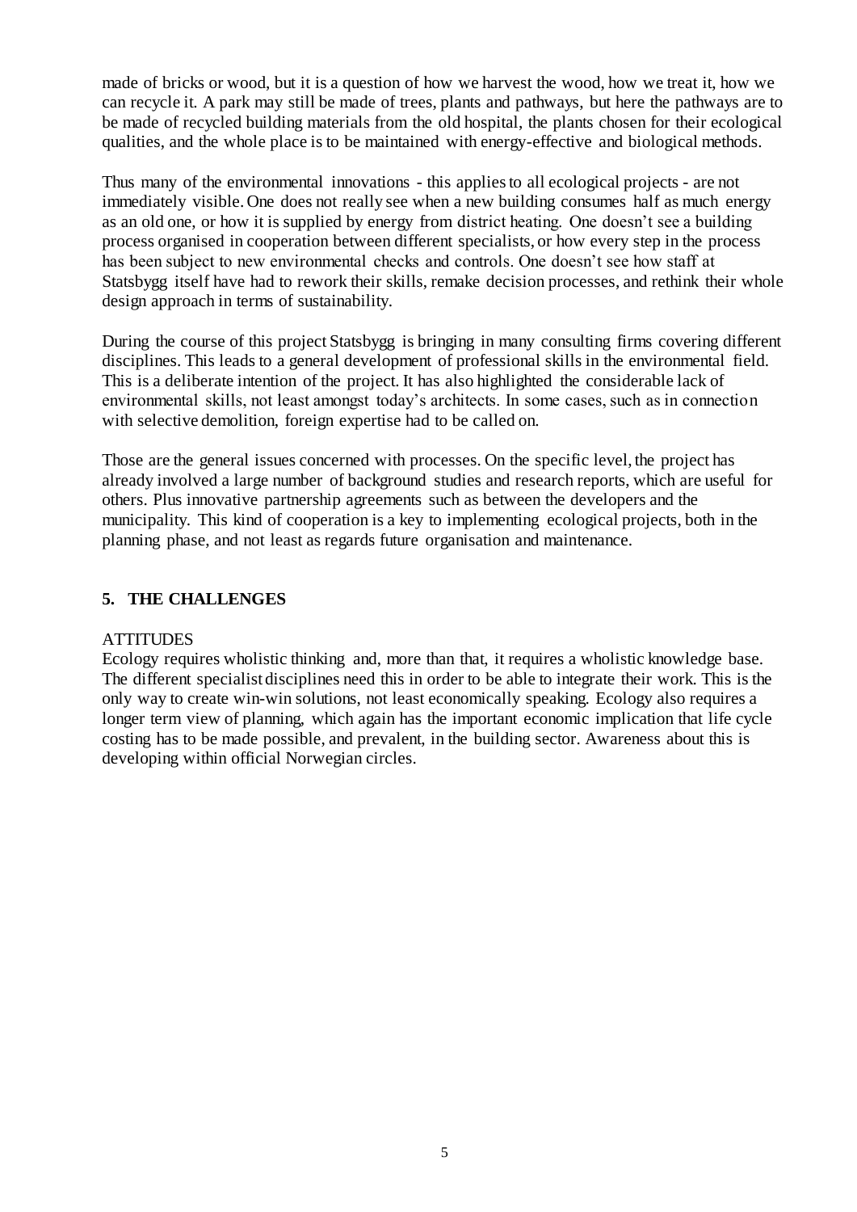made of bricks or wood, but it is a question of how we harvest the wood, how we treat it, how we can recycle it. A park may still be made of trees, plants and pathways, but here the pathways are to be made of recycled building materials from the old hospital, the plants chosen for their ecological qualities, and the whole place is to be maintained with energy-effective and biological methods.

Thus many of the environmental innovations - this applies to all ecological projects - are not immediately visible. One does not really see when a new building consumes half as much energy as an old one, or how it is supplied by energy from district heating. One doesn't see a building process organised in cooperation between different specialists, or how every step in the process has been subject to new environmental checks and controls. One doesn't see how staff at Statsbygg itself have had to rework their skills, remake decision processes, and rethink their whole design approach in terms of sustainability.

During the course of this project Statsbygg is bringing in many consulting firms covering different disciplines. This leads to a general development of professional skills in the environmental field. This is a deliberate intention of the project. It has also highlighted the considerable lack of environmental skills, not least amongst today's architects. In some cases, such as in connection with selective demolition, foreign expertise had to be called on.

Those are the general issues concerned with processes. On the specific level, the project has already involved a large number of background studies and research reports, which are useful for others. Plus innovative partnership agreements such as between the developers and the municipality. This kind of cooperation is a key to implementing ecological projects, both in the planning phase, and not least as regards future organisation and maintenance.

## 5. THE CHALLENGES

ATTITUDES

Ecology requires wholistic thinking and, more than that, it requires a wholistic knowledge base. The different specialist disciplines need this in order to be able to integrate their work. This is the only way to create win-win solutions, not least economically speaking. Ecology also requires a longer term view of planning, which again has the important economic implication that life cycle costing has to be made possible, and prevalent, in the building sector. Awareness about this is developing within official Norwegian circles.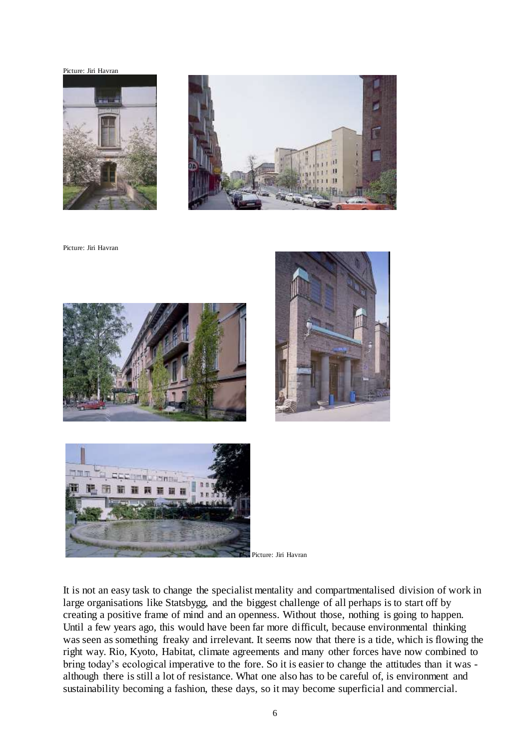Picture: Jiri Havran

Picture: Jiri Havran

Picture: Jiri Havran

It is not an easy task to change the specialist mentality and compartmentalised division of work in large organisations like Statsbygg, and the biggest challenge of all perhaps is to start off by creating a positive frame of mind and an openness. Without those, nothing is going to happen. Until a few years ago, this would have been far more difficult, because environmental thinking was seen as something freaky and irrelevant. It seems now that there is a tide, which is flowing the right way. Rio, Kyoto, Habitat, climate agreements and many other forces have now combined to bring today's ecological imperative to the fore. So it is easier to change the attitudes than it was - although there is still a lot of resistance. What one also has to be careful of, is environment and sustainability becoming a fashion, these days, so it may become superficial and commercial.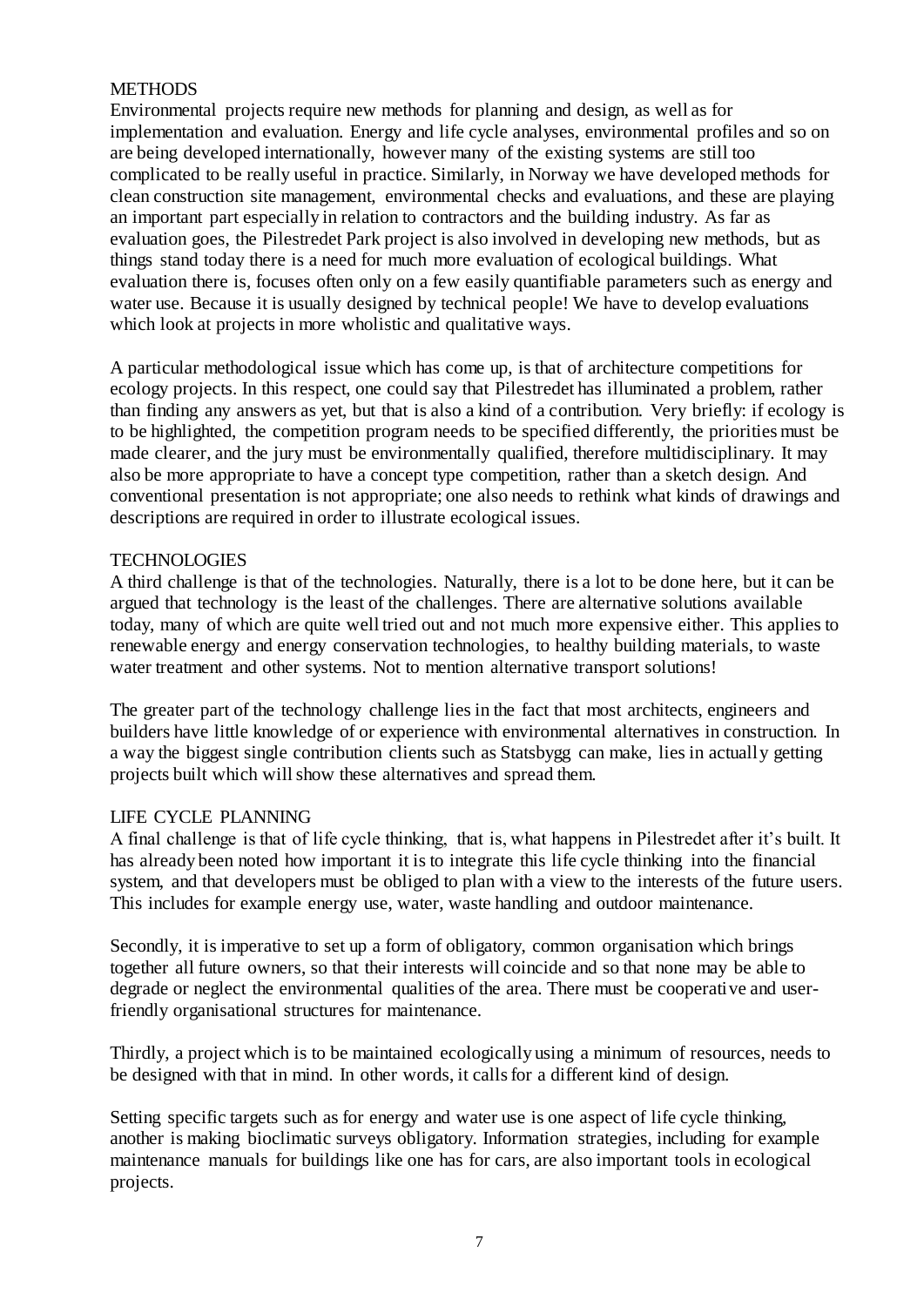## METHODS

Environmental projects require new methods for planning and design, as well as for implementation and evaluation. Energy and life cycle analyses, environmental profiles and so on are being developed internationally, however many of the existing systems are still too complicated to be really useful in practice. Similarly, in Norway we have developed methods for clean construction site management, environmental checks and evaluations, and these are playing an important part especially in relation to contractors and the building industry. As far as evaluation goes, the Pilestredet Park project is also involved in developing new methods, but as things stand today there is a need for much more evaluation of ecological buildings. What evaluation there is, focuses often only on a few easily quantifiable parameters such as energy and water use. Because it is usually designed by technical people! We have to develop evaluations which look at projects in more wholistic and qualitative ways.

A particular methodological issue which has come up, is that of architecture competitions for ecology projects. In this respect, one could say that Pilestredet has illuminated a problem, rather than finding any answers as yet, but that is also a kind of a contribution. Very briefly: if ecology is to be highlighted, the competition program needs to be specified differently, the priorities must be made clearer, and the jury must be environmentally qualified, therefore multidisciplinary. It may also be more appropriate to have a concept type competition, rather than a sketch design. And conventional presentation is not appropriate; one also needs to rethink what kinds of drawings and descriptions are required in order to illustrate ecological issues.

## TECHNOLOGIES

A third challenge is that of the technologies. Naturally, there is a lot to be done here, but it can be argued that technology is the least of the challenges. There are alternative solutions available today, many of which are quite well tried out and not much more expensive either. This applies to renewable energy and energy conservation technologies, to healthy building materials, to waste water treatment and other systems. Not to mention alternative transport solutions!

The greater part of the technology challenge lies in the fact that most architects, engineers and builders have little knowledge of or experience with environmental alternatives in construction. In a way the biggest single contribution clients such as Statsbygg can make, lies in actually getting projects built which will show these alternatives and spread them.

## LIFE CYCLE PLANNING

A final challenge is that of life cycle thinking, that is, what happens in Pilestredet after it's built. It has already been noted how important it is to integrate this life cycle thinking into the financial system, and that developers must be obliged to plan with a view to the interests of the future users. This includes for example energy use, water, waste handling and outdoor maintenance.

Secondly, it is imperative to set up a form of obligatory, common organisation which brings together all future owners, so that their interests will coincide and so that none may be able to degrade or neglect the environmental qualities of the area. There must be cooperative and user-friendly organisational structures for maintenance.

Thirdly, a project which is to be maintained ecologically using a minimum of resources, needs to be designed with that in mind. In other words, it calls for a different kind of design.

Setting specific targets such as for energy and water use is one aspect of life cycle thinking, another is making bioclimatic surveys obligatory. Information strategies, including for example maintenance manuals for buildings like one has for cars, are also important tools in ecological projects.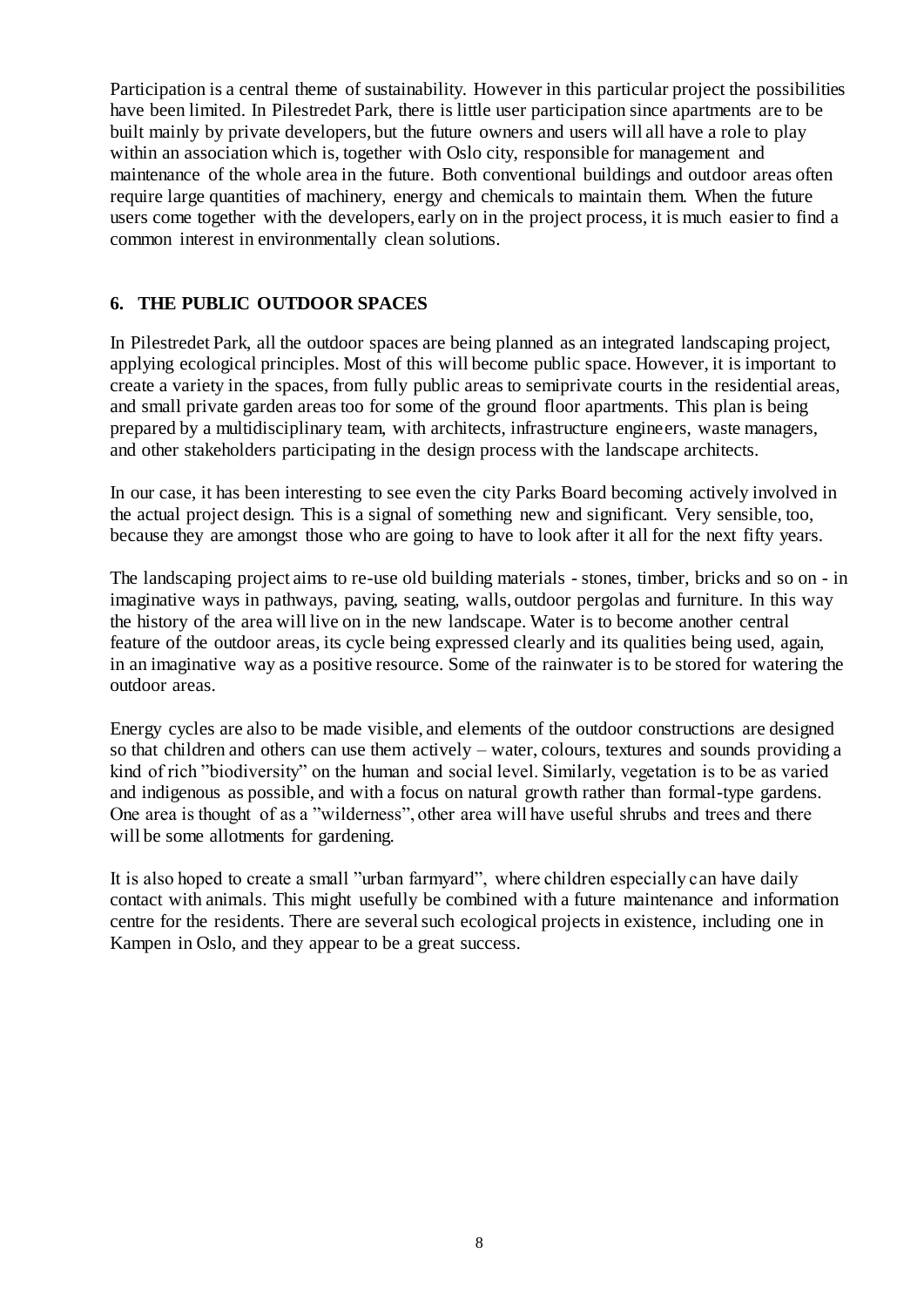Participation is a central theme of sustainability. However in this particular project the possibilities have been limited. In Pilestredet Park, there is little user participation since apartments are to be built mainly by private developers, but the future owners and users will all have a role to play within an association which is, together with Oslo city, responsible for management and maintenance of the whole area in the future. Both conventional buildings and outdoor areas often require large quantities of machinery, energy and chemicals to maintain them. When the future users come together with the developers, early on in the project process, it is much easier to find a common interest in environmentally clean solutions.

## 6. THE PUBLIC OUTDOOR SPACES

In Pilestredet Park, all the outdoor spaces are being planned as an integrated landscaping project, applying ecological principles. Most of this will become public space. However, it is important to create a variety in the spaces, from fully public areas to semiprivate courts in the residential areas, and small private garden areas too for some of the ground floor apartments. This plan is being prepared by a multidisciplinary team, with architects, infrastructure engineers, waste managers, and other stakeholders participating in the design process with the landscape architects.

In our case, it has been interesting to see even the city Parks Board becoming actively involved in the actual project design. This is a signal of something new and significant. Very sensible, too, because they are amongst those who are going to have to look after it all for the next fifty years.

The landscaping project aims to re-use old building materials - stones, timber, bricks and so on - in imaginative ways in pathways, paving, seating, walls, outdoor pergolas and furniture. In this way the history of the area will live on in the new landscape. Water is to become another central feature of the outdoor areas, its cycle being expressed clearly and its qualities being used, again, in an imaginative way as a positive resource. Some of the rainwater is to be stored for watering the outdoor areas.

Energy cycles are also to be made visible, and elements of the outdoor constructions are designed so that children and others can use them actively – water, colours, textures and sounds providing a kind of rich "biodiversity" on the human and social level. Similarly, vegetation is to be as varied and indigenous as possible, and with a focus on natural growth rather than formal-type gardens. One area is thought of as a "wilderness", other area will have useful shrubs and trees and there will be some allotments for gardening.

It is also hoped to create a small "urban farmyard", where children especially can have daily contact with animals. This might usefully be combined with a future maintenance and information centre for the residents. There are several such ecological projects in existence, including one in Kampen in Oslo, and they appear to be a great success.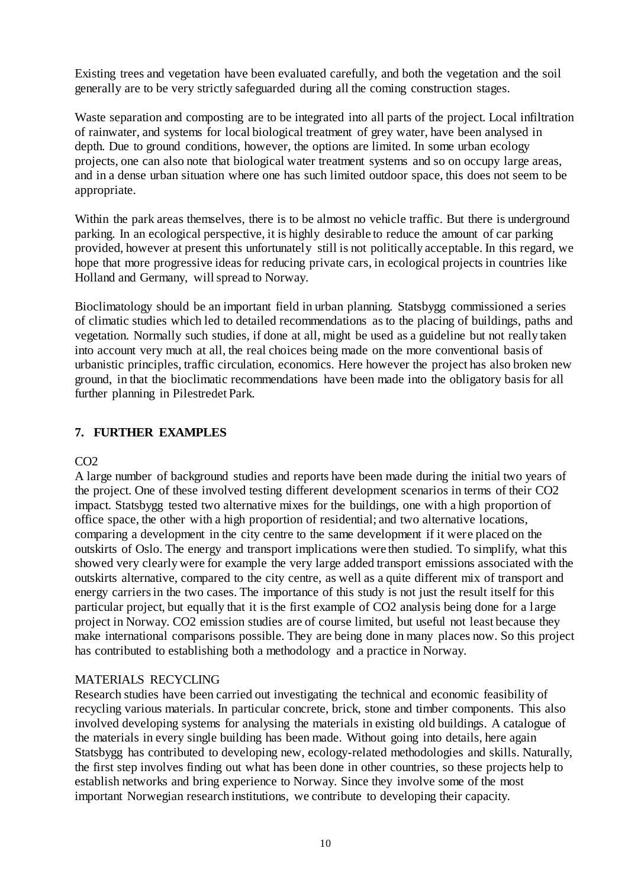Existing trees and vegetation have been evaluated carefully, and both the vegetation and the soil generally are to be very strictly safeguarded during all the coming construction stages.

Waste separation and composting are to be integrated into all parts of the project. Local infiltration of rainwater, and systems for local biological treatment of grey water, have been analysed in depth. Due to ground conditions, however, the options are limited. In some urban ecology projects, one can also note that biological water treatment systems and so on occupy large areas, and in a dense urban situation where one has such limited outdoor space, this does not seem to be appropriate.

Within the park areas themselves, there is to be almost no vehicle traffic. But there is underground parking. In an ecological perspective, it is highly desirable to reduce the amount of car parking provided, however at present this unfortunately still is not politically acceptable. In this regard, we hope that more progressive ideas for reducing private cars, in ecological projects in countries like Holland and Germany, will spread to Norway.

Bioclimatology should be an important field in urban planning. Statsbygg commissioned a series of climatic studies which led to detailed recommendations as to the placing of buildings, paths and vegetation. Normally such studies, if done at all, might be used as a guideline but not really taken into account very much at all, the real choices being made on the more conventional basis of urbanistic principles, traffic circulation, economics. Here however the project has also broken new ground, in that the bioclimatic recommendations have been made into the obligatory basis for all further planning in Pilestredet Park.

## 7. FURTHER EXAMPLES

### CO2

A large number of background studies and reports have been made during the initial two years of the project. One of these involved testing different development scenarios in terms of their CO2 impact. Statsbygg tested two alternative mixes for the buildings, one with a high proportion of office space, the other with a high proportion of residential; and two alternative locations, comparing a development in the city centre to the same development if it were placed on the outskirts of Oslo. The energy and transport implications were then studied. To simplify, what this showed very clearly were for example the very large added transport emissions associated with the outskirts alternative, compared to the city centre, as well as a quite different mix of transport and energy carriers in the two cases. The importance of this study is not just the result itself for this particular project, but equally that it is the first example of CO2 analysis being done for a large project in Norway. CO2 emission studies are of course limited, but useful not least because they make international comparisons possible. They are being done in many places now. So this project has contributed to establishing both a methodology and a practice in Norway.

### MATERIALS RECYCLING

Research studies have been carried out investigating the technical and economic feasibility of recycling various materials. In particular concrete, brick, stone and timber components. This also involved developing systems for analysing the materials in existing old buildings. A catalogue of the materials in every single building has been made. Without going into details, here again Statsbygg has contributed to developing new, ecology-related methodologies and skills. Naturally, the first step involves finding out what has been done in other countries, so these projects help to establish networks and bring experience to Norway. Since they involve some of the most important Norwegian research institutions, we contribute to developing their capacity.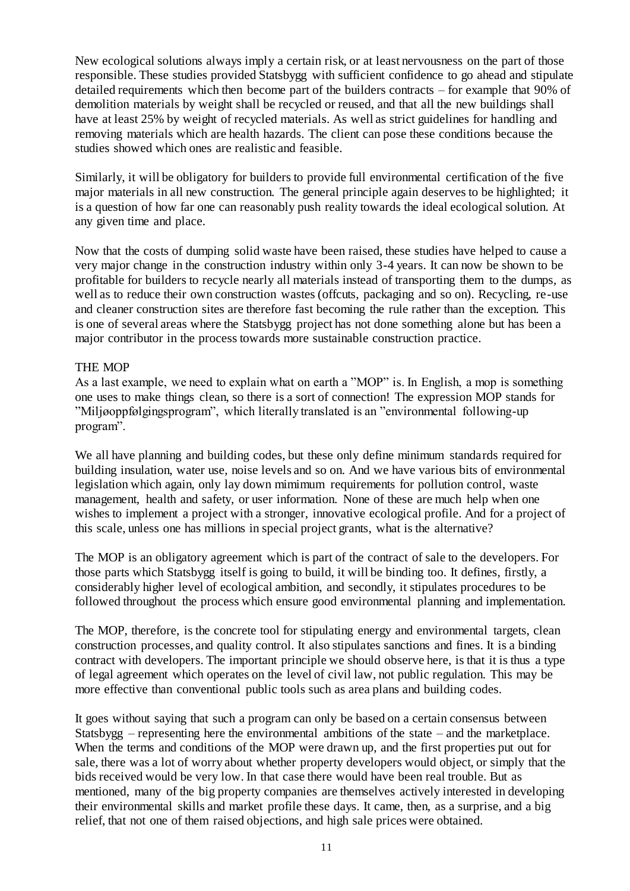New ecological solutions always imply a certain risk, or at least nervousness on the part of those responsible. These studies provided Statsbygg with sufficient confidence to go ahead and stipulate detailed requirements which then become part of the builders contracts – for example that 90% of demolition materials by weight shall be recycled or reused, and that all the new buildings shall have at least 25% by weight of recycled materials. As well as strict guidelines for handling and removing materials which are health hazards. The client can pose these conditions because the studies showed which ones are realistic and feasible.

Similarly, it will be obligatory for builders to provide full environmental certification of the five major materials in all new construction. The general principle again deserves to be highlighted; it is a question of how far one can reasonably push reality towards the ideal ecological solution. At any given time and place.

Now that the costs of dumping solid waste have been raised, these studies have helped to cause a very major change in the construction industry within only 3-4 years. It can now be shown to be profitable for builders to recycle nearly all materials instead of transporting them to the dumps, as well as to reduce their own construction wastes (offcuts, packaging and so on). Recycling, re-use and cleaner construction sites are therefore fast becoming the rule rather than the exception. This is one of several areas where the Statsbygg project has not done something alone but has been a major contributor in the process towards more sustainable construction practice.

## THE MOP

As a last example, we need to explain what on earth a "MOP" is. In English, a mop is something one uses to make things clean, so there is a sort of connection! The expression MOP stands for "Miljøoppfølgingsprogram", which literally translated is an "environmental following-up program".

We all have planning and building codes, but these only define minimum standards required for building insulation, water use, noise levels and so on. And we have various bits of environmental legislation which again, only lay down mimimum requirements for pollution control, waste management, health and safety, or user information. None of these are much help when one wishes to implement a project with a stronger, innovative ecological profile. And for a project of this scale, unless one has millions in special project grants, what is the alternative?

The MOP is an obligatory agreement which is part of the contract of sale to the developers. For those parts which Statsbygg itself is going to build, it will be binding too. It defines, firstly, a considerably higher level of ecological ambition, and secondly, it stipulates procedures to be followed throughout the process which ensure good environmental planning and implementation.

The MOP, therefore, is the concrete tool for stipulating energy and environmental targets, clean construction processes, and quality control. It also stipulates sanctions and fines. It is a binding contract with developers. The important principle we should observe here, is that it is thus a type of legal agreement which operates on the level of civil law, not public regulation. This may be more effective than conventional public tools such as area plans and building codes.

It goes without saying that such a program can only be based on a certain consensus between Statsbygg – representing here the environmental ambitions of the state – and the marketplace. When the terms and conditions of the MOP were drawn up, and the first properties put out for sale, there was a lot of worry about whether property developers would object, or simply that the bids received would be very low. In that case there would have been real trouble. But as mentioned, many of the big property companies are themselves actively interested in developing their environmental skills and market profile these days. It came, then, as a surprise, and a big relief, that not one of them raised objections, and high sale prices were obtained.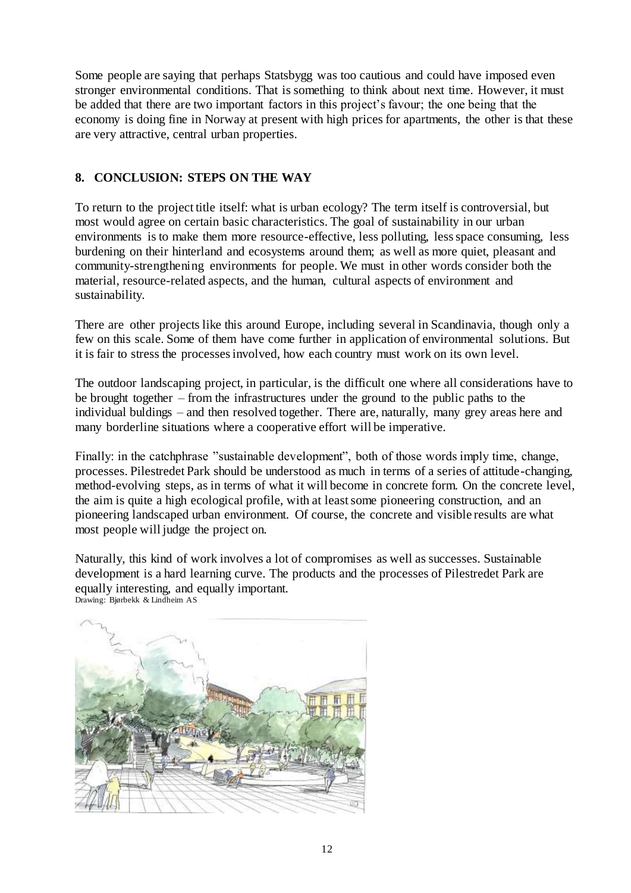Some people are saying that perhaps Statsbygg was too cautious and could have imposed even stronger environmental conditions. That is something to think about next time. However, it must be added that there are two important factors in this project's favour; the one being that the economy is doing fine in Norway at present with high prices for apartments, the other is that these are very attractive, central urban properties.

## 8. CONCLUSION: STEPS ON THE WAY

To return to the project title itself: what is urban ecology? The term itself is controversial, but most would agree on certain basic characteristics. The goal of sustainability in our urban environments is to make them more resource-effective, less polluting, less space consuming, less burdening on their hinterland and ecosystems around them; as well as more quiet, pleasant and community-strengthening environments for people. We must in other words consider both the material, resource-related aspects, and the human, cultural aspects of environment and sustainability.

There are other projects like this around Europe, including several in Scandinavia, though only a few on this scale. Some of them have come further in application of environmental solutions. But it is fair to stress the processes involved, how each country must work on its own level.

The outdoor landscaping project, in particular, is the difficult one where all considerations have to be brought together – from the infrastructures under the ground to the public paths to the individual buldings – and then resolved together. There are, naturally, many grey areas here and many borderline situations where a cooperative effort will be imperative.

Finally: in the catchphrase "sustainable development", both of those words imply time, change, processes. Pilestredet Park should be understood as much in terms of a series of attitude-changing, method-evolving steps, as in terms of what it will become in concrete form. On the concrete level, the aim is quite a high ecological profile, with at least some pioneering construction, and an pioneering landscaped urban environment. Of course, the concrete and visible results are what most people will judge the project on.

Naturally, this kind of work involves a lot of compromises as well as successes. Sustainable development is a hard learning curve. The products and the processes of Pilestredet Park are equally interesting, and equally important.

Drawing: Bjørbekk & Lindheim AS